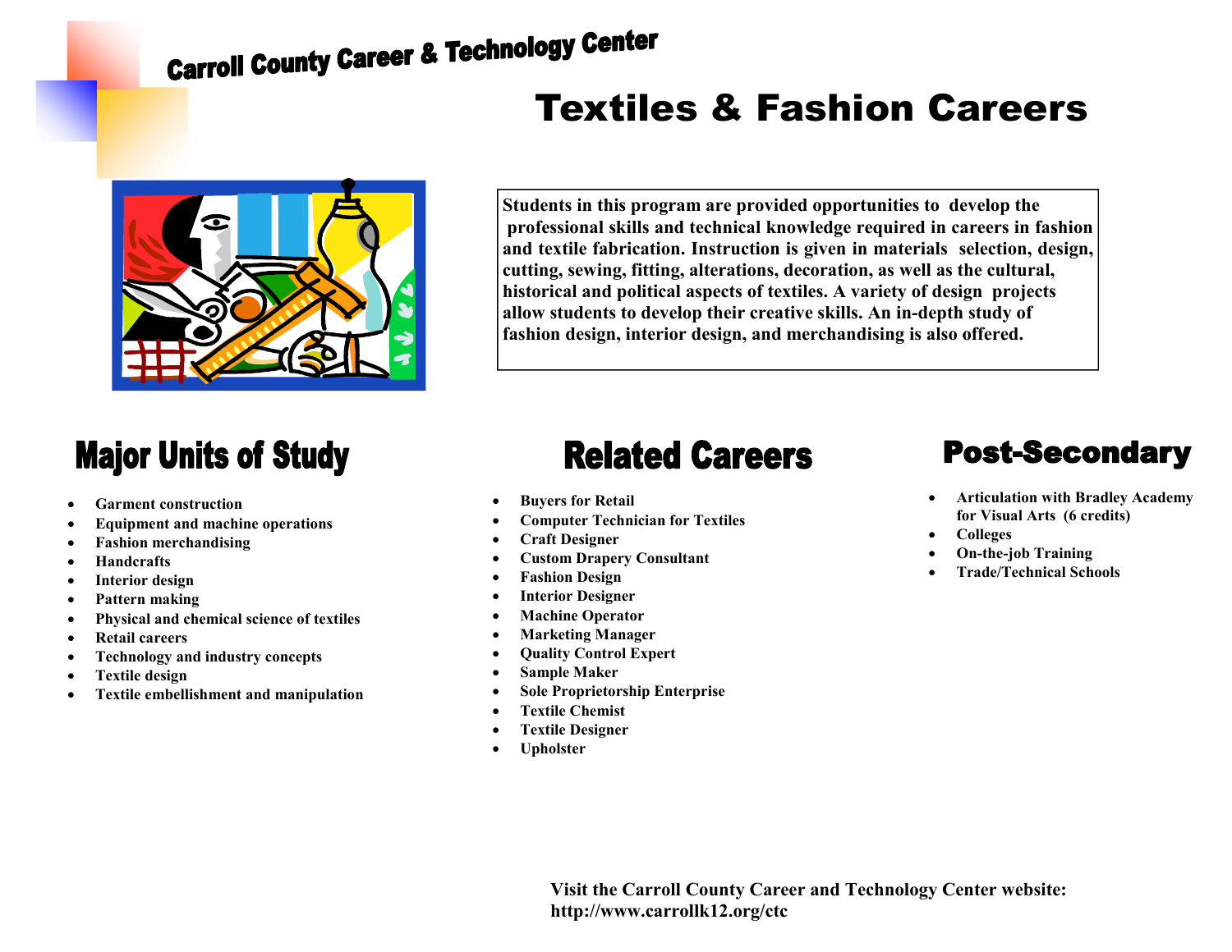Carroll County Career & Technology Center

# Textiles & Fashion Careers

**Students in this program are provided opportunities to develop the professional skills and technical knowledge required in careers in fashion and textile fabrication. Instruction is given in materials selection, design, cutting, sewing, fitting, alterations, decoration, as well as the cultural, historical and political aspects of textiles. A variety of design projects allow students to develop their creative skills. An in-depth study of fashion design, interior design, and merchandising is also offered.**

## Major Units of Study

- **Garment construction**
- **Equipment and machine operations**
- **Fashion merchandising**
- **Handcrafts**
- **Interior design**
- **Pattern making**
- **Physical and chemical science of textiles**
- **Retail careers**
- **Technology and industry concepts**
- **Textile design**
- **Textile embellishment and manipulation**

## Related Careers

- **Buyers for Retail**
- **Computer Technician for Textiles**
- **Craft Designer**
- **Custom Drapery Consultant**
- **Fashion Design**
- **Interior Designer**
- **Machine Operator**
- **Marketing Manager**
- **Quality Control Expert**
- **Sample Maker**
- **Sole Proprietorship Enterprise**
- **Textile Chemist**
- **Textile Designer**
- **Upholster**

## Post-Secondary

- **Articulation with Bradley Academy for Visual Arts (6 credits)**
- **Colleges**
- **On-the-job Training**
- **Trade/Technical Schools**

**Visit the Carroll County Career and Technology Center website: http://www.carrollk12.org/ctc**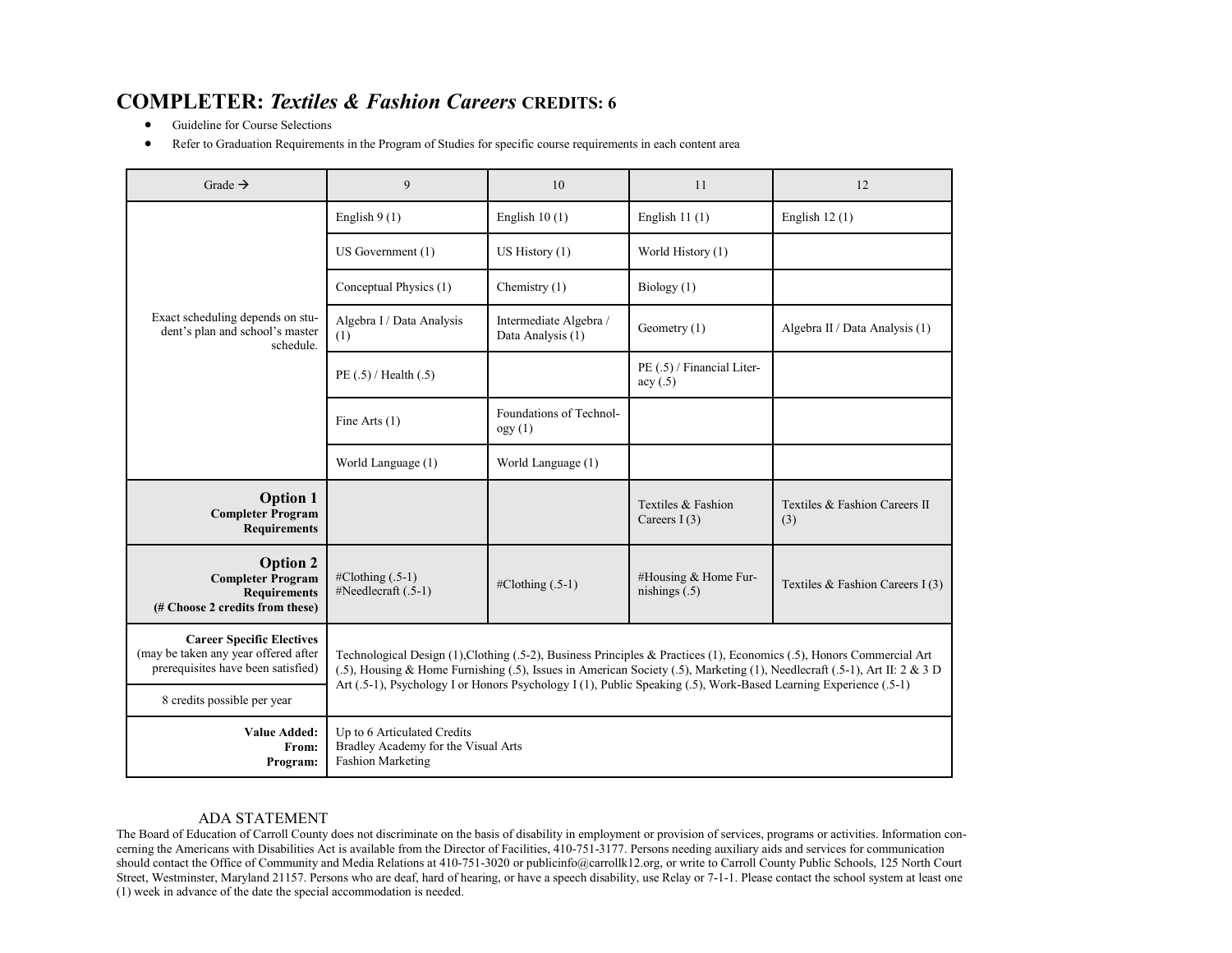# COMPLETER: *Textiles & Fashion Careers* CREDITS: 6

- Guideline for Course Selections
- Refer to Graduation Requirements in the Program of Studies for specific course requirements in each content area

| Grade → | 9 | 10 | 11 | 12 |
|---|---|---|---|---|
| Exact scheduling depends on student's plan and school's master schedule. | English 9 (1) | English 10 (1) | English 11 (1) | English 12 (1) |
| | US Government (1) | US History (1) | World History (1) | |
| | Conceptual Physics (1) | Chemistry (1) | Biology (1) | |
| | Algebra I / Data Analysis (1) | Intermediate Algebra / Data Analysis (1) | Geometry (1) | Algebra II / Data Analysis (1) |
| | PE (.5) / Health (.5) | | PE (.5) / Financial Literacy (.5) | |
| | Fine Arts (1) | Foundations of Technology (1) | | |
| | World Language (1) | World Language (1) | | |
| **Option 1** **Completer Program Requirements** | | | Textiles & Fashion Careers I (3) | Textiles & Fashion Careers II (3) |
| **Option 2** **Completer Program Requirements** **(# Choose 2 credits from these)** | #Clothing (.5-1) #Needlecraft (.5-1) | #Clothing (.5-1) | #Housing & Home Furnishings (.5) | Textiles & Fashion Careers I (3) |
| **Career Specific Electives** (may be taken any year offered after prerequisites have been satisfied) 8 credits possible per year | Technological Design (1),Clothing (.5-2), Business Principles & Practices (1), Economics (.5), Honors Commercial Art (.5), Housing & Home Furnishing (.5), Issues in American Society (.5), Marketing (1), Needlecraft (.5-1), Art II: 2 & 3 D Art (.5-1), Psychology I or Honors Psychology I (1), Public Speaking (.5), Work-Based Learning Experience (.5-1) | | | |
| **Value Added: From: Program:** | Up to 6 Articulated Credits Bradley Academy for the Visual Arts Fashion Marketing | | | |

ADA STATEMENT

The Board of Education of Carroll County does not discriminate on the basis of disability in employment or provision of services, programs or activities. Information concerning the Americans with Disabilities Act is available from the Director of Facilities, 410-751-3177. Persons needing auxiliary aids and services for communication should contact the Office of Community and Media Relations at 410-751-3020 or publicinfo@carrollk12.org, or write to Carroll County Public Schools, 125 North Court Street, Westminster, Maryland 21157. Persons who are deaf, hard of hearing, or have a speech disability, use Relay or 7-1-1. Please contact the school system at least one (1) week in advance of the date the special accommodation is needed.